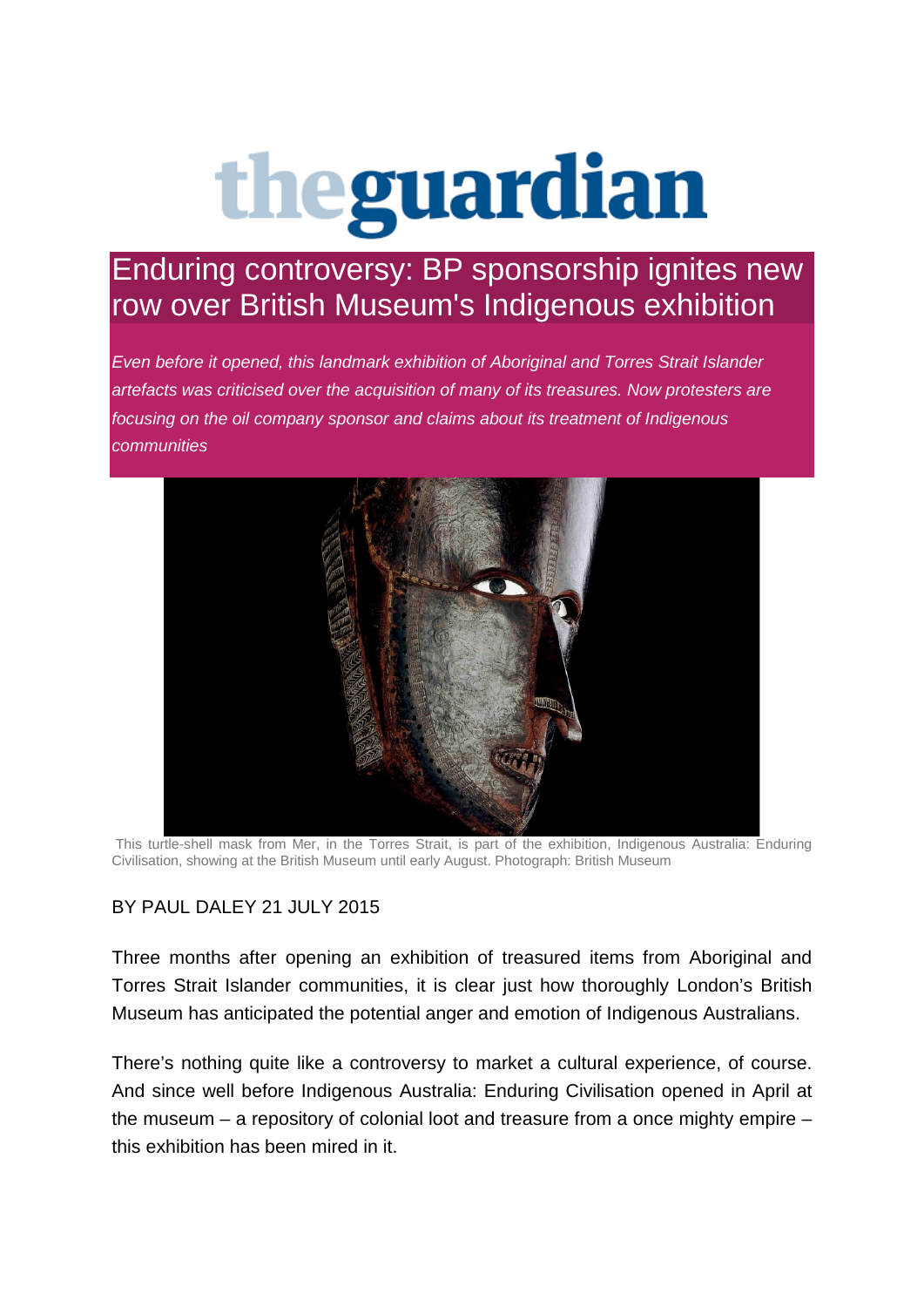# theguardian

## Enduring controversy: BP sponsorship ignites new row over British Museum's Indigenous exhibition

*Even before it opened, this landmark exhibition of Aboriginal and Torres Strait Islander artefacts was criticised over the acquisition of many of its treasures. Now protesters are focusing on the oil company sponsor and claims about its treatment of Indigenous communities*

This turtle-shell mask from Mer, in the Torres Strait, is part of the exhibition, Indigenous Australia: Enduring Civilisation, showing at the British Museum until early August. Photograph: British Museum

BY PAUL DALEY 21 JULY 2015

Three months after opening an exhibition of treasured items from Aboriginal and Torres Strait Islander communities, it is clear just how thoroughly London's British Museum has anticipated the potential anger and emotion of Indigenous Australians.

There's nothing quite like a controversy to market a cultural experience, of course. And since well before Indigenous Australia: Enduring Civilisation opened in April at the museum – a repository of colonial loot and treasure from a once mighty empire – this exhibition has been mired in it.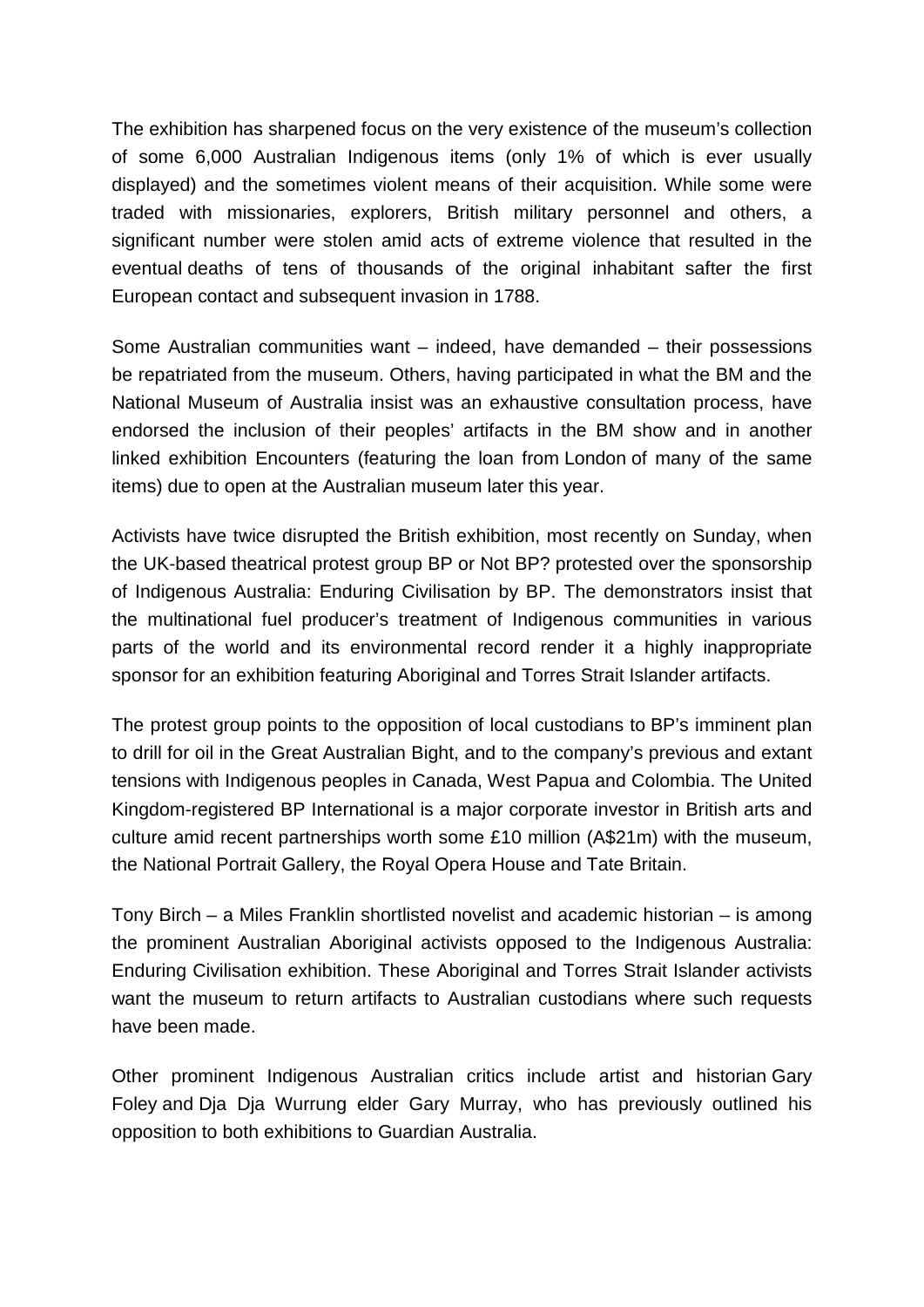The exhibition has sharpened focus on the very existence of the museum's collection of some 6,000 Australian Indigenous items (only 1% of which is ever usually displayed) and the sometimes violent means of their acquisition. While some were traded with missionaries, explorers, British military personnel and others, a significant number were stolen amid acts of extreme violence that resulted in the eventual deaths of tens of thousands of the original inhabitant safter the first European contact and subsequent invasion in 1788.

Some Australian communities want – indeed, have demanded – their possessions be repatriated from the museum. Others, having participated in what the BM and the National Museum of Australia insist was an exhaustive consultation process, have endorsed the inclusion of their peoples' artifacts in the BM show and in another linked exhibition Encounters (featuring the loan from London of many of the same items) due to open at the Australian museum later this year.

Activists have twice disrupted the British exhibition, most recently on Sunday, when the UK-based theatrical protest group BP or Not BP? protested over the sponsorship of Indigenous Australia: Enduring Civilisation by BP. The demonstrators insist that the multinational fuel producer's treatment of Indigenous communities in various parts of the world and its environmental record render it a highly inappropriate sponsor for an exhibition featuring Aboriginal and Torres Strait Islander artifacts.

The protest group points to the opposition of local custodians to BP's imminent plan to drill for oil in the Great Australian Bight, and to the company's previous and extant tensions with Indigenous peoples in Canada, West Papua and Colombia. The United Kingdom-registered BP International is a major corporate investor in British arts and culture amid recent partnerships worth some £10 million (A$21m) with the museum, the National Portrait Gallery, the Royal Opera House and Tate Britain.

Tony Birch – a Miles Franklin shortlisted novelist and academic historian – is among the prominent Australian Aboriginal activists opposed to the Indigenous Australia: Enduring Civilisation exhibition. These Aboriginal and Torres Strait Islander activists want the museum to return artifacts to Australian custodians where such requests have been made.

Other prominent Indigenous Australian critics include artist and historian Gary Foley and Dja Dja Wurrung elder Gary Murray, who has previously outlined his opposition to both exhibitions to Guardian Australia.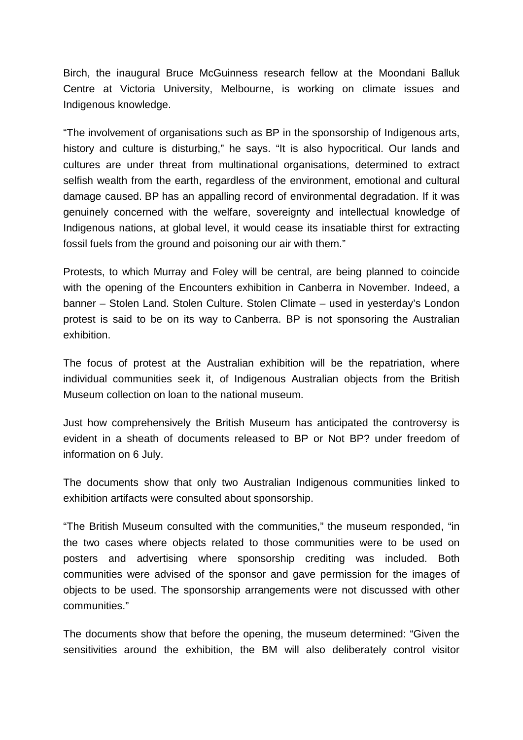Birch, the inaugural Bruce McGuinness research fellow at the Moondani Balluk Centre at Victoria University, Melbourne, is working on climate issues and Indigenous knowledge.

"The involvement of organisations such as BP in the sponsorship of Indigenous arts, history and culture is disturbing," he says. "It is also hypocritical. Our lands and cultures are under threat from multinational organisations, determined to extract selfish wealth from the earth, regardless of the environment, emotional and cultural damage caused. BP has an appalling record of environmental degradation. If it was genuinely concerned with the welfare, sovereignty and intellectual knowledge of Indigenous nations, at global level, it would cease its insatiable thirst for extracting fossil fuels from the ground and poisoning our air with them."

Protests, to which Murray and Foley will be central, are being planned to coincide with the opening of the Encounters exhibition in Canberra in November. Indeed, a banner – Stolen Land. Stolen Culture. Stolen Climate – used in yesterday's London protest is said to be on its way to Canberra. BP is not sponsoring the Australian exhibition.

The focus of protest at the Australian exhibition will be the repatriation, where individual communities seek it, of Indigenous Australian objects from the British Museum collection on loan to the national museum.

Just how comprehensively the British Museum has anticipated the controversy is evident in a sheath of documents released to BP or Not BP? under freedom of information on 6 July.

The documents show that only two Australian Indigenous communities linked to exhibition artifacts were consulted about sponsorship.

"The British Museum consulted with the communities," the museum responded, "in the two cases where objects related to those communities were to be used on posters and advertising where sponsorship crediting was included. Both communities were advised of the sponsor and gave permission for the images of objects to be used. The sponsorship arrangements were not discussed with other communities."

The documents show that before the opening, the museum determined: "Given the sensitivities around the exhibition, the BM will also deliberately control visitor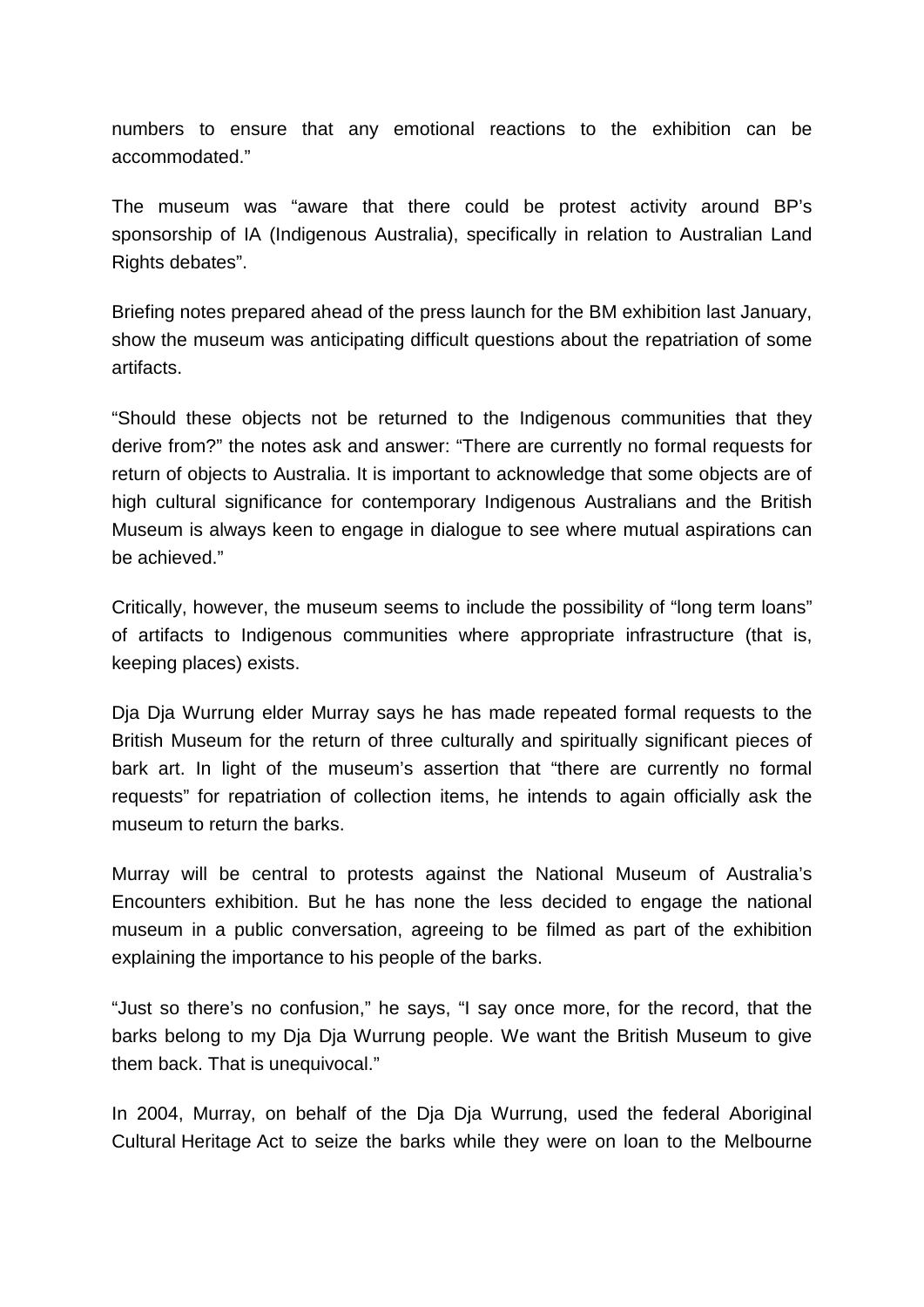numbers to ensure that any emotional reactions to the exhibition can be accommodated."

The museum was "aware that there could be protest activity around BP's sponsorship of IA (Indigenous Australia), specifically in relation to Australian Land Rights debates".

Briefing notes prepared ahead of the press launch for the BM exhibition last January, show the museum was anticipating difficult questions about the repatriation of some artifacts.

"Should these objects not be returned to the Indigenous communities that they derive from?" the notes ask and answer: "There are currently no formal requests for return of objects to Australia. It is important to acknowledge that some objects are of high cultural significance for contemporary Indigenous Australians and the British Museum is always keen to engage in dialogue to see where mutual aspirations can be achieved."

Critically, however, the museum seems to include the possibility of "long term loans" of artifacts to Indigenous communities where appropriate infrastructure (that is, keeping places) exists.

Dja Dja Wurrung elder Murray says he has made repeated formal requests to the British Museum for the return of three culturally and spiritually significant pieces of bark art. In light of the museum's assertion that "there are currently no formal requests" for repatriation of collection items, he intends to again officially ask the museum to return the barks.

Murray will be central to protests against the National Museum of Australia's Encounters exhibition. But he has none the less decided to engage the national museum in a public conversation, agreeing to be filmed as part of the exhibition explaining the importance to his people of the barks.

"Just so there's no confusion," he says, "I say once more, for the record, that the barks belong to my Dja Dja Wurrung people. We want the British Museum to give them back. That is unequivocal."

In 2004, Murray, on behalf of the Dja Dja Wurrung, used the federal Aboriginal Cultural Heritage Act to seize the barks while they were on loan to the Melbourne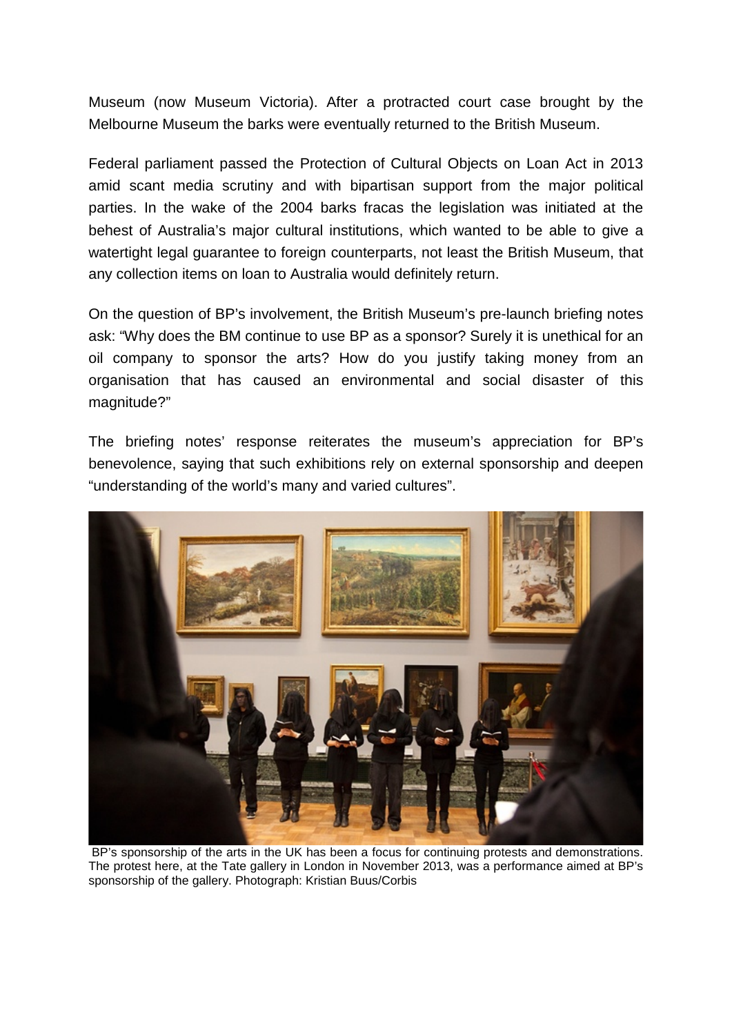Museum (now Museum Victoria). After a protracted court case brought by the Melbourne Museum the barks were eventually returned to the British Museum.

Federal parliament passed the Protection of Cultural Objects on Loan Act in 2013 amid scant media scrutiny and with bipartisan support from the major political parties. In the wake of the 2004 barks fracas the legislation was initiated at the behest of Australia's major cultural institutions, which wanted to be able to give a watertight legal guarantee to foreign counterparts, not least the British Museum, that any collection items on loan to Australia would definitely return.

On the question of BP's involvement, the British Museum's pre-launch briefing notes ask: "Why does the BM continue to use BP as a sponsor? Surely it is unethical for an oil company to sponsor the arts? How do you justify taking money from an organisation that has caused an environmental and social disaster of this magnitude?"

The briefing notes' response reiterates the museum's appreciation for BP's benevolence, saying that such exhibitions rely on external sponsorship and deepen "understanding of the world's many and varied cultures".

BP's sponsorship of the arts in the UK has been a focus for continuing protests and demonstrations. The protest here, at the Tate gallery in London in November 2013, was a performance aimed at BP's sponsorship of the gallery. Photograph: Kristian Buus/Corbis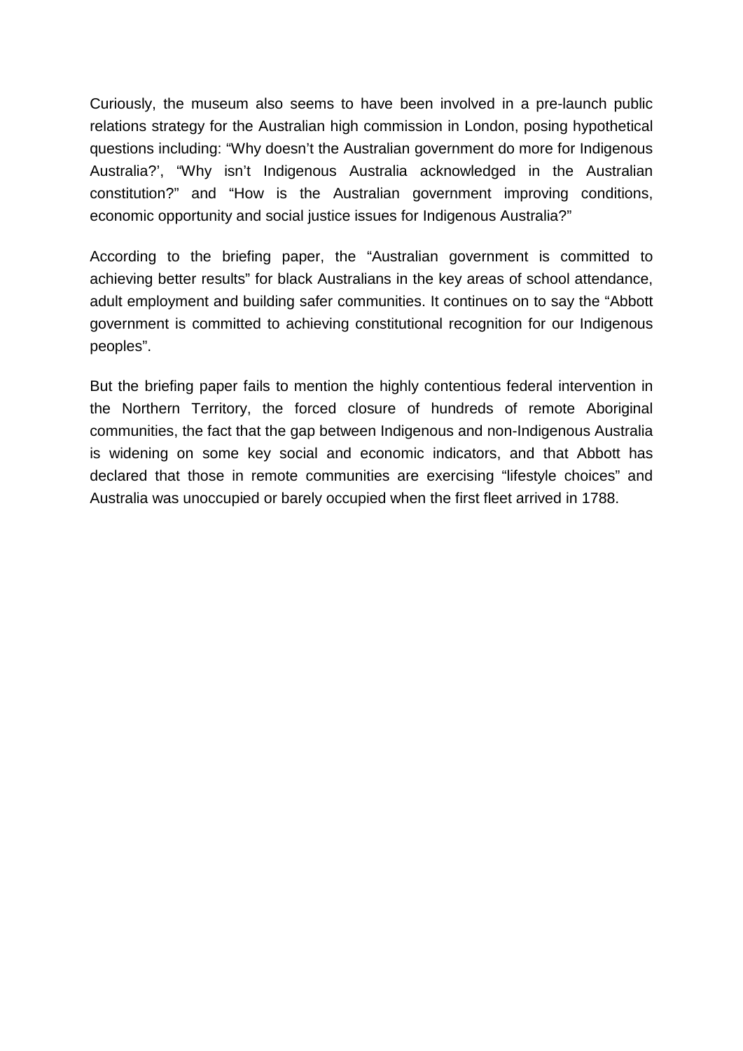Curiously, the museum also seems to have been involved in a pre-launch public relations strategy for the Australian high commission in London, posing hypothetical questions including: “Why doesn’t the Australian government do more for Indigenous Australia?’, “Why isn’t Indigenous Australia acknowledged in the Australian constitution?” and “How is the Australian government improving conditions, economic opportunity and social justice issues for Indigenous Australia?”

According to the briefing paper, the “Australian government is committed to achieving better results” for black Australians in the key areas of school attendance, adult employment and building safer communities. It continues on to say the “Abbott government is committed to achieving constitutional recognition for our Indigenous peoples”.

But the briefing paper fails to mention the highly contentious federal intervention in the Northern Territory, the forced closure of hundreds of remote Aboriginal communities, the fact that the gap between Indigenous and non-Indigenous Australia is widening on some key social and economic indicators, and that Abbott has declared that those in remote communities are exercising “lifestyle choices” and Australia was unoccupied or barely occupied when the first fleet arrived in 1788.